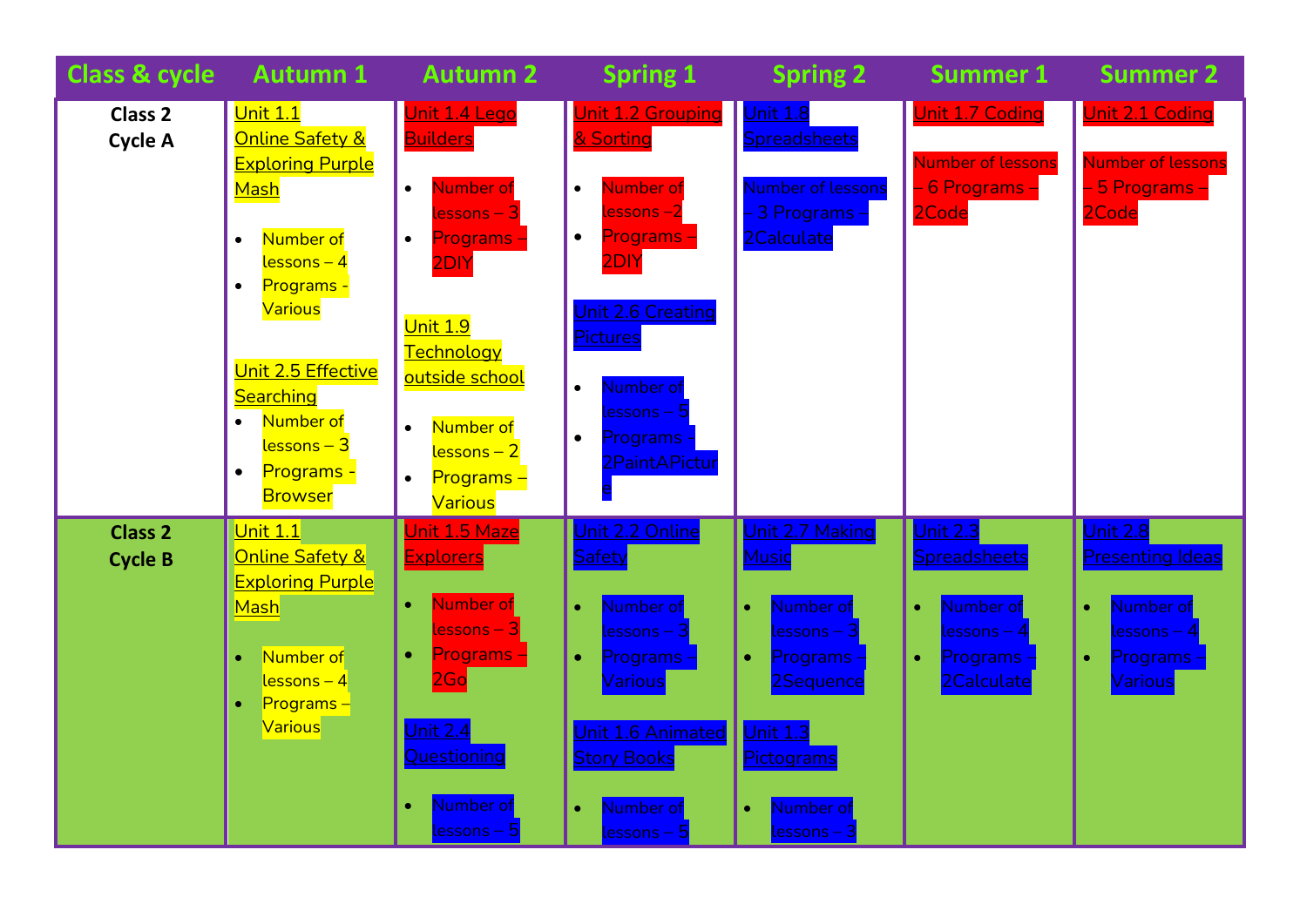| Class & cycle | Autumn 1 | Autumn 2 | Spring 1 | Spring 2 | Summer 1 | Summer 2 |
|---|---|---|---|---|---|---|
| **Class 2 Cycle A** | Unit 1.1 Online Safety & Exploring Purple Mash<br>• Number of lessons – 4<br>• Programs - Various<br><br>Unit 2.5 Effective Searching<br>• Number of lessons – 3<br>• Programs - Browser | Unit 1.4 Lego Builders<br>• Number of lessons – 3<br>• Programs – 2DIY<br><br>Unit 1.9 Technology outside school<br>• Number of lessons – 2<br>• Programs – Various | Unit 1.2 Grouping & Sorting<br>• Number of lessons –2<br>• Programs – 2DIY<br><br>Unit 2.6 Creating Pictures<br>• Number of lessons – 5<br>• Programs - 2PaintAPicture | Unit 1.8 Spreadsheets<br><br>Number of lessons – 3 Programs - 2Calculate | Unit 1.7 Coding<br><br>Number of lessons – 6 Programs – 2Code | Unit 2.1 Coding<br><br>Number of lessons – 5 Programs – 2Code |
| **Class 2 Cycle B** | Unit 1.1 Online Safety & Exploring Purple Mash<br>• Number of lessons – 4<br>• Programs – Various | Unit 1.5 Maze Explorers<br>• Number of lessons – 3<br>• Programs – 2Go<br><br>Unit 2.4 Questioning<br>• Number of lessons – 5 | Unit 2.2 Online Safety<br>• Number of lessons – 3<br>• Programs – Various<br><br>Unit 1.6 Animated Story Books<br>• Number of lessons – 5 | Unit 2.7 Making Music<br>• Number of lessons – 3<br>• Programs – 2Sequence<br><br>Unit 1.3 Pictograms<br>• Number of lessons – 3 | Unit 2.3 Spreadsheets<br>• Number of lessons – 4<br>• Programs – 2Calculate | Unit 2.8 Presenting Ideas<br>• Number of lessons – 4<br>• Programs – Various |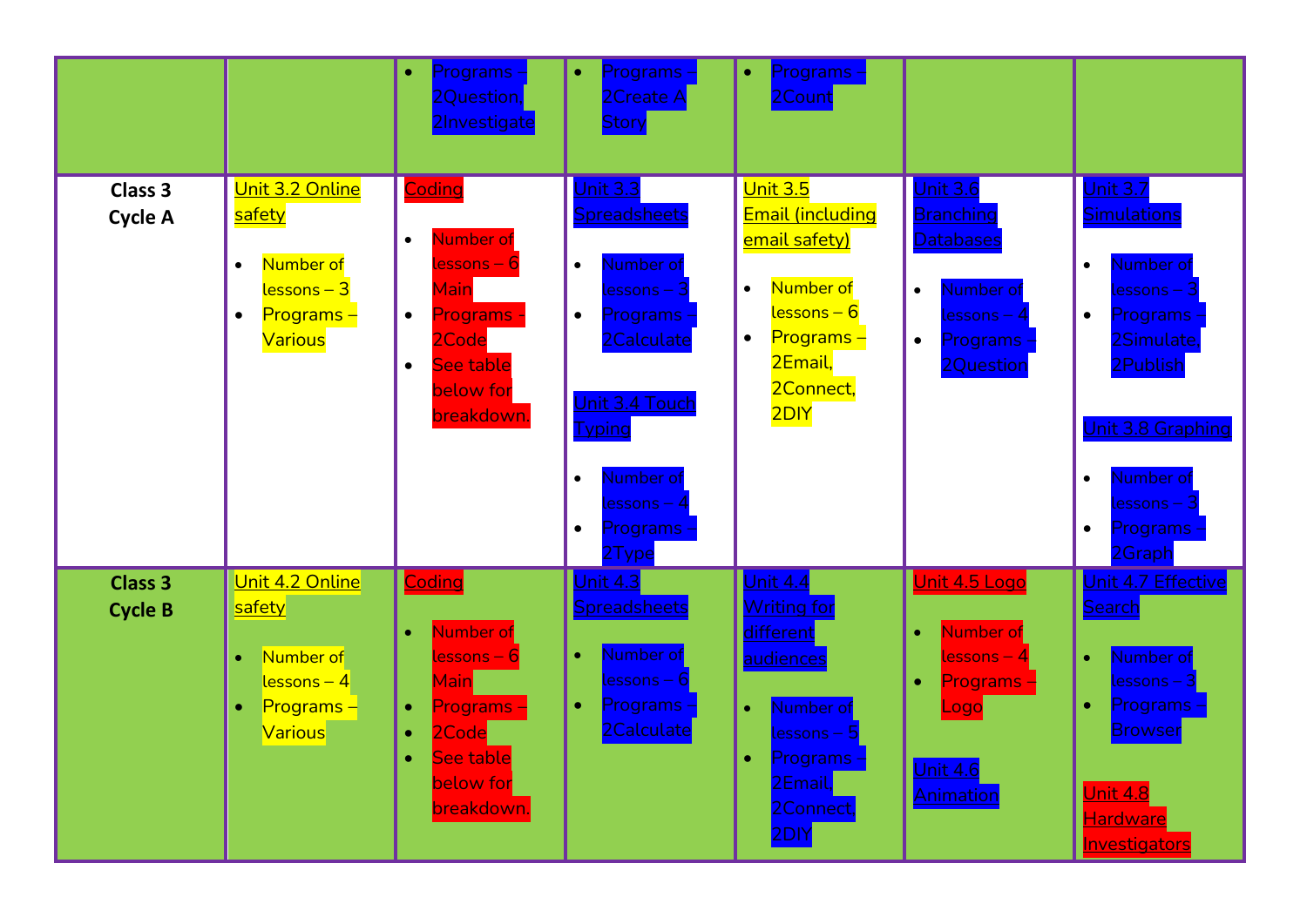| | | | | | | |
|---|---|---|---|---|---|---|
| | | • Programs – 2Question, 2Investigate | • Programs – 2Create A Story | • Programs – 2Count | | |
| **Class 3 Cycle A** | Unit 3.2 Online safety<br>• Number of lessons – 3<br>• Programs – Various | Coding<br>• Number of lessons – 6 Main<br>• Programs – 2Code<br>• See table below for breakdown. | Unit 3.3 Spreadsheets<br>• Number of lessons – 3<br>• Programs – 2Calculate<br><br>Unit 3.4 Touch Typing<br>• Number of lessons – 4<br>• Programs – 2Type | Unit 3.5 Email (including email safety)<br>• Number of lessons – 6<br>• Programs – 2Email, 2Connect, 2DIY | Unit 3.6 Branching Databases<br>• Number of lessons – 4<br>• Programs – 2Question | Unit 3.7 Simulations<br>• Number of lessons – 3<br>• Programs – 2Simulate, 2Publish<br><br>Unit 3.8 Graphing<br>• Number of lessons – 3<br>• Programs – 2Graph |
| **Class 3 Cycle B** | Unit 4.2 Online safety<br>• Number of lessons – 4<br>• Programs – Various | Coding<br>• Number of lessons – 6 Main<br>• Programs –<br>• 2Code<br>• See table below for breakdown. | Unit 4.3 Spreadsheets<br>• Number of lessons – 6<br>• Programs – 2Calculate | Unit 4.4 Writing for different audiences<br>• Number of lessons – 5<br>• Programs – 2Email, 2Connect, 2DIY | Unit 4.5 Logo<br>• Number of lessons – 4<br>• Programs – Logo<br><br>Unit 4.6 Animation | Unit 4.7 Effective Search<br>• Number of lessons – 3<br>• Programs – Browser<br><br>Unit 4.8 Hardware Investigators |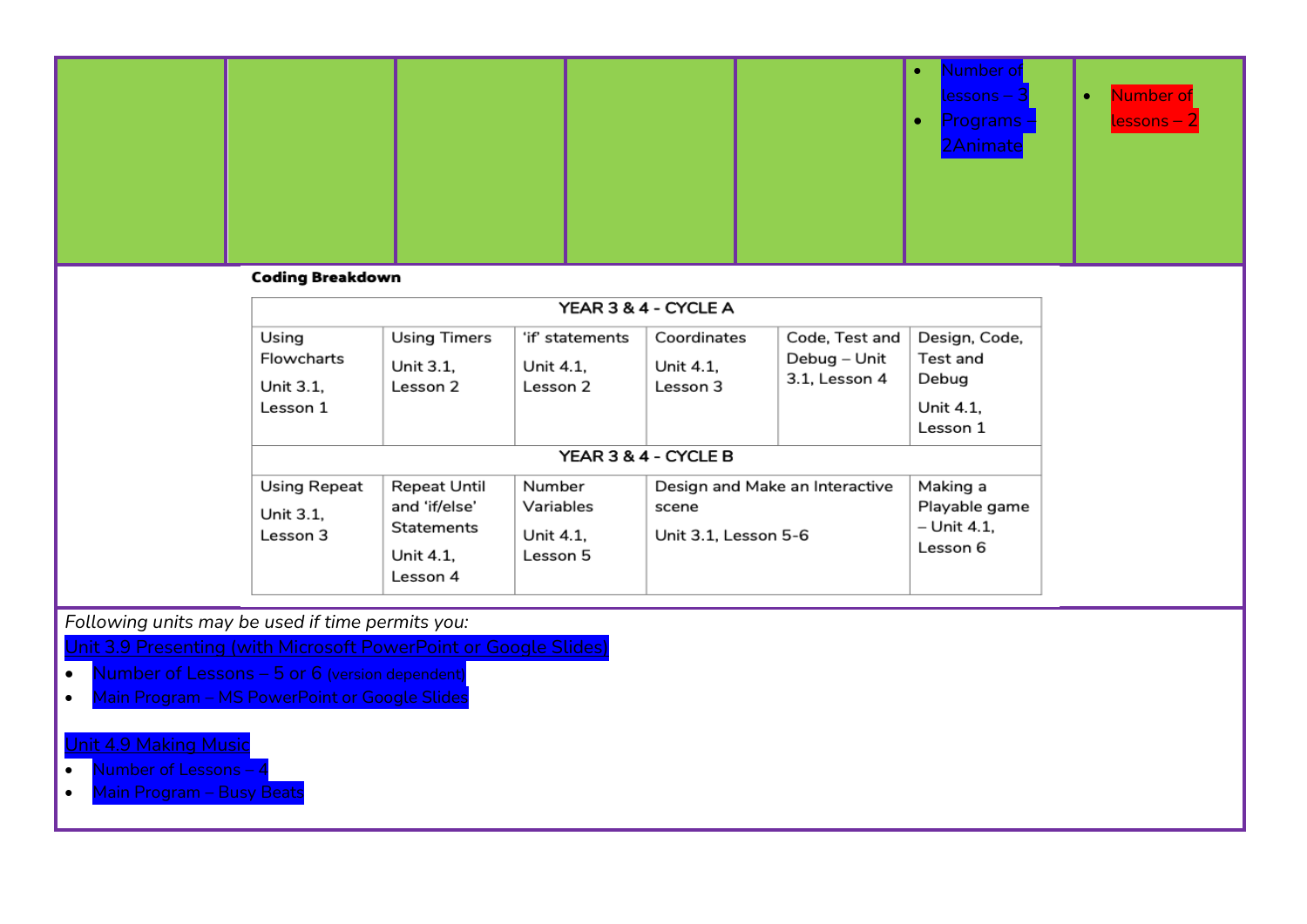|  |  |  |  |  |  | |
|---|---|---|---|---|---|---|
|  |  |  |  |  | • Number of lessons – 3<br>• Programs – 2Animate | • Number of lessons – 2 |

**Coding Breakdown**

| YEAR 3 & 4 - CYCLE A | | | | | |
|---|---|---|---|---|---|
| Using Flowcharts<br>Unit 3.1, Lesson 1 | Using Timers<br>Unit 3.1, Lesson 2 | 'if' statements<br>Unit 4.1, Lesson 2 | Coordinates<br>Unit 4.1, Lesson 3 | Code, Test and Debug – Unit 3.1, Lesson 4 | Design, Code, Test and Debug<br>Unit 4.1, Lesson 1 |
| **YEAR 3 & 4 - CYCLE B** | | | | | |
| Using Repeat<br>Unit 3.1, Lesson 3 | Repeat Until and 'if/else' Statements<br>Unit 4.1, Lesson 4 | Number Variables<br>Unit 4.1, Lesson 5 | Design and Make an Interactive scene<br>Unit 3.1, Lesson 5-6 | | Making a Playable game – Unit 4.1, Lesson 6 |

*Following units may be used if time permits you:*

Unit 3.9 Presenting (with Microsoft PowerPoint or Google Slides)

- Number of Lessons – 5 or 6 (version dependent)
- Main Program – MS PowerPoint or Google Slides

Unit 4.9 Making Music

- Number of Lessons – 4
- Main Program – Busy Beats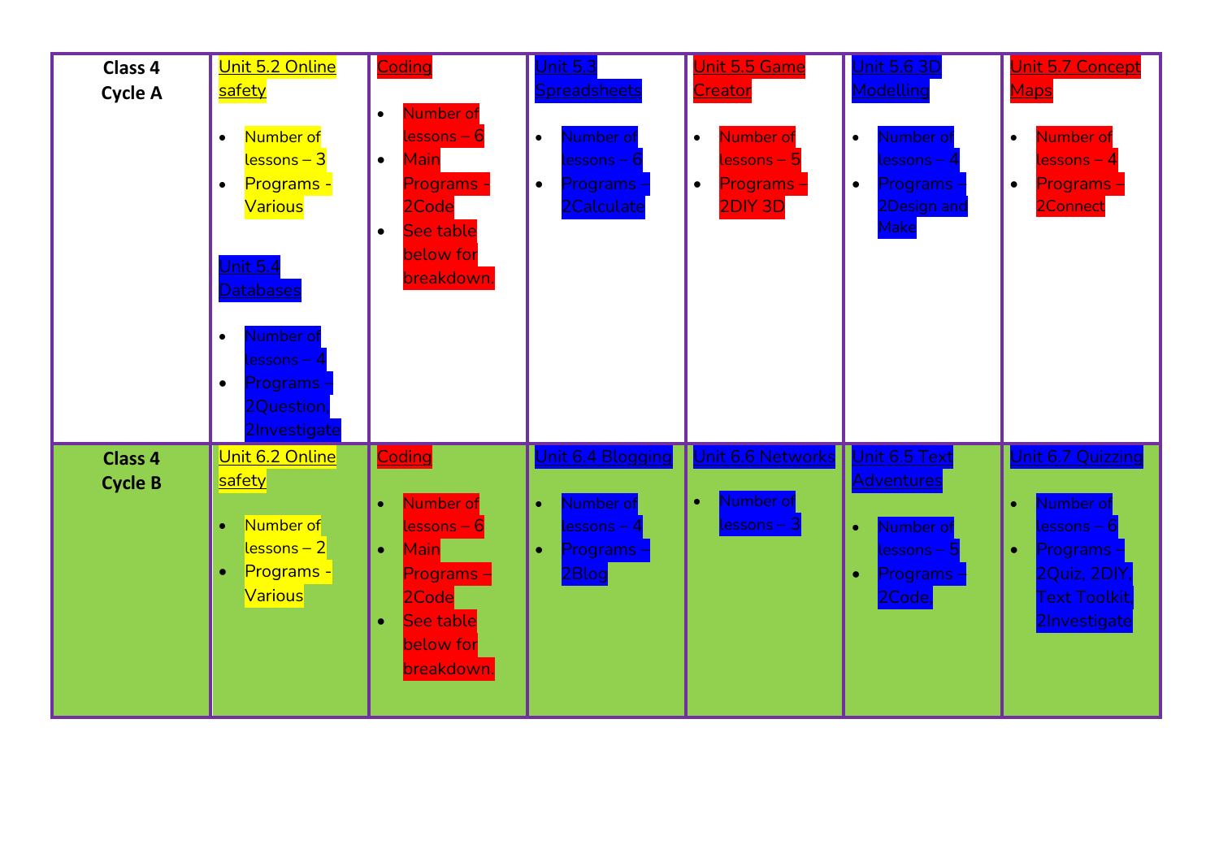| | | | | | | |
|---|---|---|---|---|---|---|
| **Class 4 Cycle A** | Unit 5.2 Online safety<br>• Number of lessons – 3<br>• Programs - Various<br><br>Unit 5.4 Databases<br>• Number of lessons – 4<br>• Programs – 2Question, 2Investigate | Coding<br>• Number of lessons – 6<br>• Main Programs - 2Code<br>• See table below for breakdown. | Unit 5.3 Spreadsheets<br>• Number of lessons – 6<br>• Programs – 2Calculate | Unit 5.5 Game Creator<br>• Number of lessons – 5<br>• Programs – 2DIY 3D | Unit 5.6 3D Modelling<br>• Number of lessons – 4<br>• Programs – 2Design and Make | Unit 5.7 Concept Maps<br>• Number of lessons – 4<br>• Programs – 2Connect |
| **Class 4 Cycle B** | Unit 6.2 Online safety<br>• Number of lessons – 2<br>• Programs - Various | Coding<br>• Number of lessons – 6<br>• Main Programs – 2Code<br>• See table below for breakdown. | Unit 6.4 Blogging<br>• Number of lessons – 4<br>• Programs – 2Blog | Unit 6.6 Networks<br>• Number of lessons – 3 | Unit 6.5 Text Adventures<br>• Number of lessons – 5<br>• Programs – 2Code. | Unit 6.7 Quizzing<br>• Number of lessons – 6<br>• Programs - 2Quiz, 2DIY, Text Toolkit, 2Investigate |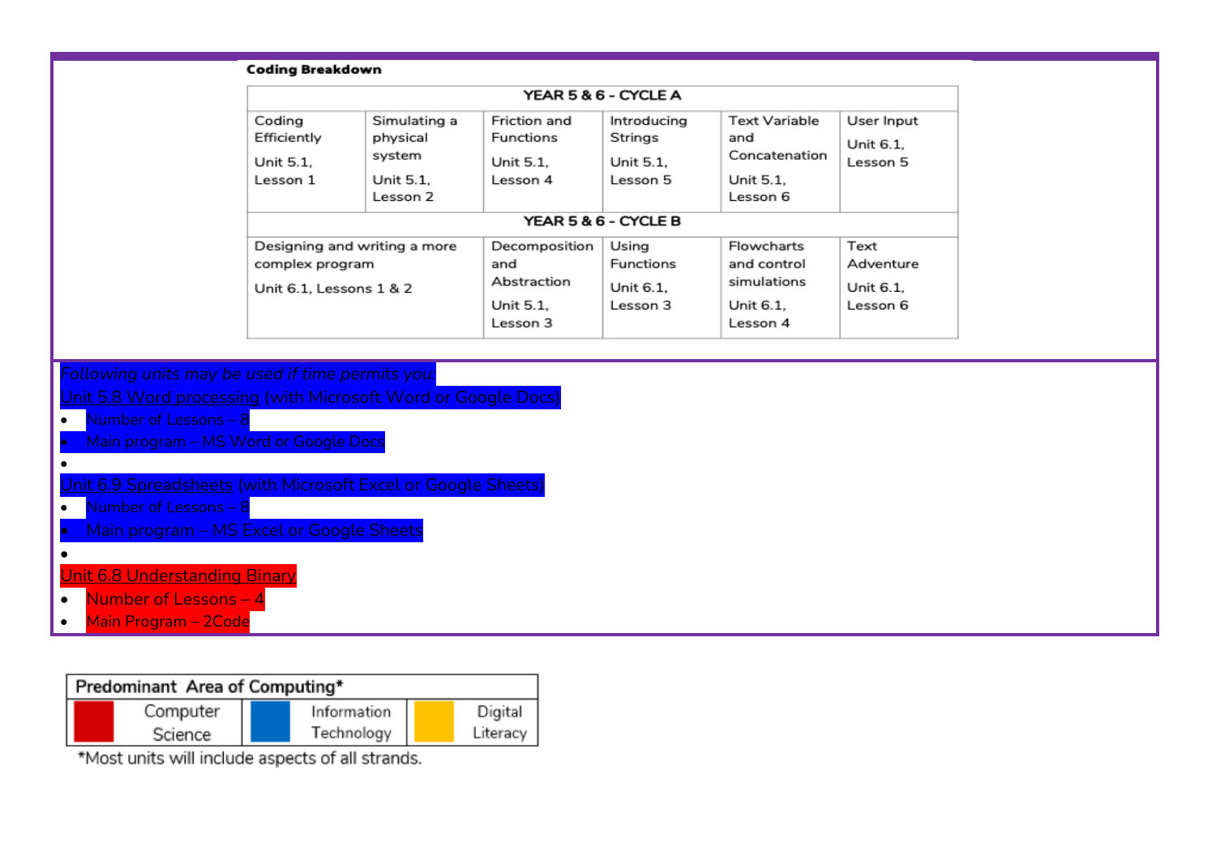**Coding Breakdown**

| YEAR 5 & 6 - CYCLE A | | | | | |
|---|---|---|---|---|---|
| Coding Efficiently<br><br>Unit 5.1, Lesson 1 | Simulating a physical system<br><br>Unit 5.1, Lesson 2 | Friction and Functions<br><br>Unit 5.1, Lesson 4 | Introducing Strings<br><br>Unit 5.1, Lesson 5 | Text Variable and Concatenation<br><br>Unit 5.1, Lesson 6 | User Input<br><br>Unit 6.1, Lesson 5 |
| **YEAR 5 & 6 - CYCLE B** | | | | | |
| Designing and writing a more complex program<br><br>Unit 6.1, Lessons 1 & 2 | | Decomposition and Abstraction<br><br>Unit 5.1, Lesson 3 | Using Functions<br><br>Unit 6.1, Lesson 3 | Flowcharts and control simulations<br><br>Unit 6.1, Lesson 4 | Text Adventure<br><br>Unit 6.1, Lesson 6 |

*Following units may be used if time permits you:*

Unit 5.8 Word processing (with Microsoft Word or Google Docs)
- Number of Lessons – 8
- Main program – MS Word or Google Docs

Unit 6.9 Spreadsheets (with Microsoft Excel or Google Sheets)
- Number of Lessons – 8
- Main program – MS Excel or Google Sheets

Unit 6.8 Understanding Binary
- Number of Lessons – 4
- Main Program – 2Code

| Predominant Area of Computing* | | |
|---|---|---|
| Computer Science (red) | Information Technology (blue) | Digital Literacy (yellow) |

*Most units will include aspects of all strands.